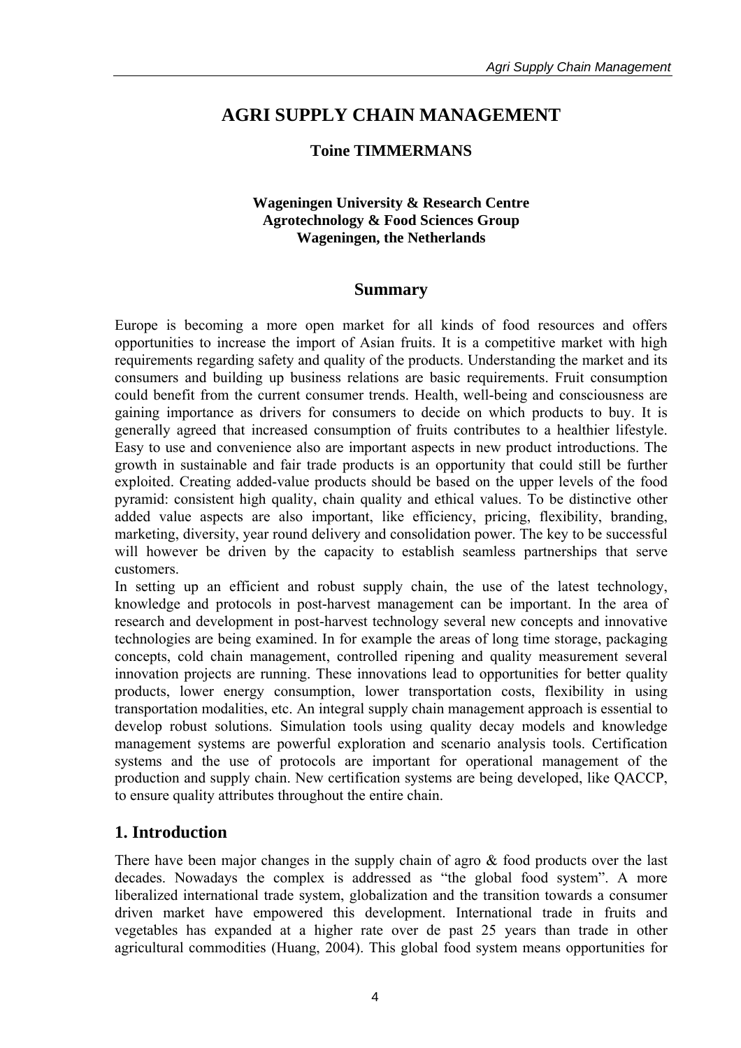# AGRI SUPPLY CHAIN MANAGEMENT

**Toine TIMMERMANS**

**Wageningen University & Research Centre**
**Agrotechnology & Food Sciences Group**
**Wageningen, the Netherlands**

## Summary

Europe is becoming a more open market for all kinds of food resources and offers opportunities to increase the import of Asian fruits. It is a competitive market with high requirements regarding safety and quality of the products. Understanding the market and its consumers and building up business relations are basic requirements. Fruit consumption could benefit from the current consumer trends. Health, well-being and consciousness are gaining importance as drivers for consumers to decide on which products to buy. It is generally agreed that increased consumption of fruits contributes to a healthier lifestyle. Easy to use and convenience also are important aspects in new product introductions. The growth in sustainable and fair trade products is an opportunity that could still be further exploited. Creating added-value products should be based on the upper levels of the food pyramid: consistent high quality, chain quality and ethical values. To be distinctive other added value aspects are also important, like efficiency, pricing, flexibility, branding, marketing, diversity, year round delivery and consolidation power. The key to be successful will however be driven by the capacity to establish seamless partnerships that serve customers.

In setting up an efficient and robust supply chain, the use of the latest technology, knowledge and protocols in post-harvest management can be important. In the area of research and development in post-harvest technology several new concepts and innovative technologies are being examined. In for example the areas of long time storage, packaging concepts, cold chain management, controlled ripening and quality measurement several innovation projects are running. These innovations lead to opportunities for better quality products, lower energy consumption, lower transportation costs, flexibility in using transportation modalities, etc. An integral supply chain management approach is essential to develop robust solutions. Simulation tools using quality decay models and knowledge management systems are powerful exploration and scenario analysis tools. Certification systems and the use of protocols are important for operational management of the production and supply chain. New certification systems are being developed, like QACCP, to ensure quality attributes throughout the entire chain.

## 1. Introduction

There have been major changes in the supply chain of agro & food products over the last decades. Nowadays the complex is addressed as "the global food system". A more liberalized international trade system, globalization and the transition towards a consumer driven market have empowered this development. International trade in fruits and vegetables has expanded at a higher rate over de past 25 years than trade in other agricultural commodities (Huang, 2004). This global food system means opportunities for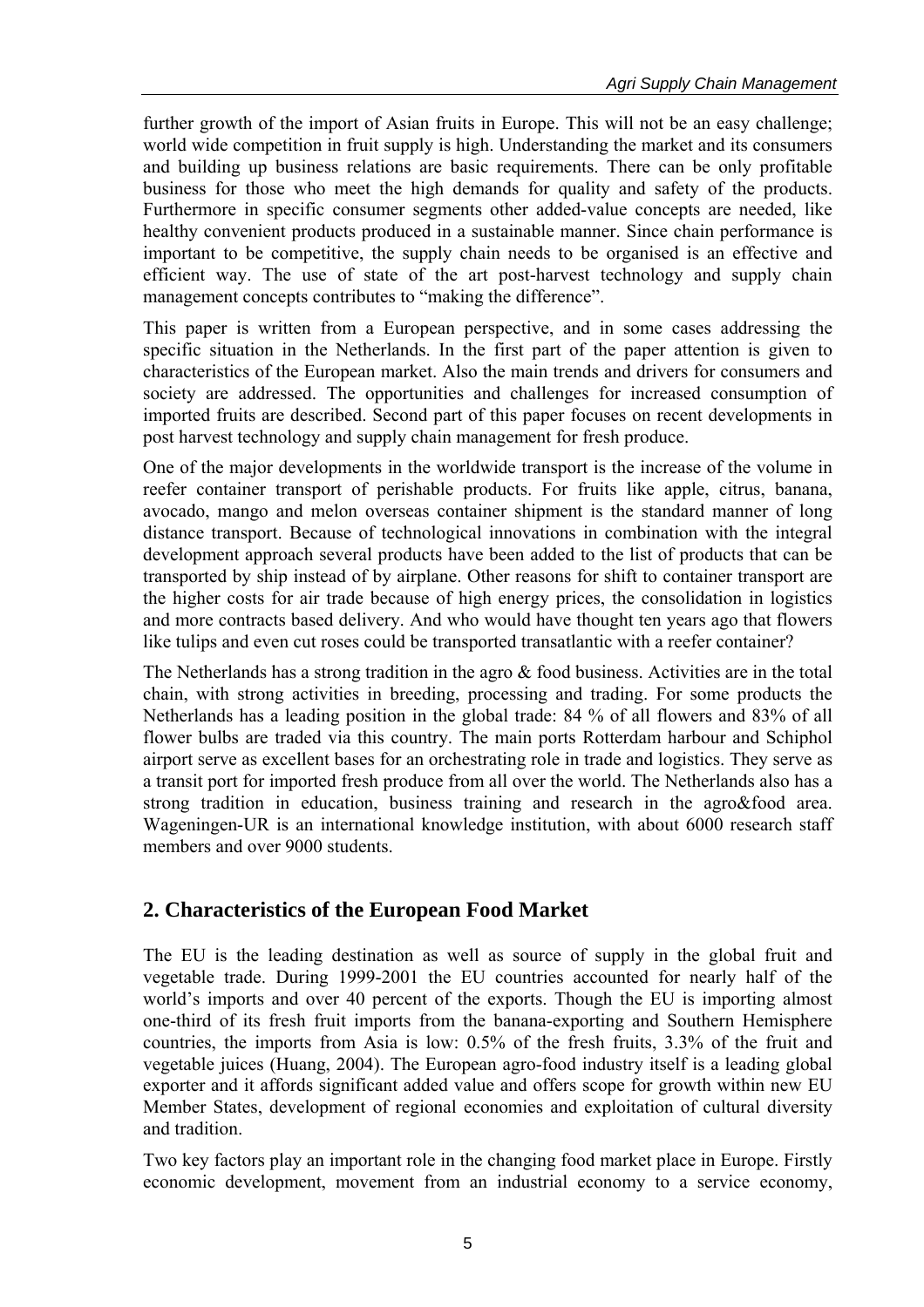further growth of the import of Asian fruits in Europe. This will not be an easy challenge; world wide competition in fruit supply is high. Understanding the market and its consumers and building up business relations are basic requirements. There can be only profitable business for those who meet the high demands for quality and safety of the products. Furthermore in specific consumer segments other added-value concepts are needed, like healthy convenient products produced in a sustainable manner. Since chain performance is important to be competitive, the supply chain needs to be organised is an effective and efficient way. The use of state of the art post-harvest technology and supply chain management concepts contributes to "making the difference".

This paper is written from a European perspective, and in some cases addressing the specific situation in the Netherlands. In the first part of the paper attention is given to characteristics of the European market. Also the main trends and drivers for consumers and society are addressed. The opportunities and challenges for increased consumption of imported fruits are described. Second part of this paper focuses on recent developments in post harvest technology and supply chain management for fresh produce.

One of the major developments in the worldwide transport is the increase of the volume in reefer container transport of perishable products. For fruits like apple, citrus, banana, avocado, mango and melon overseas container shipment is the standard manner of long distance transport. Because of technological innovations in combination with the integral development approach several products have been added to the list of products that can be transported by ship instead of by airplane. Other reasons for shift to container transport are the higher costs for air trade because of high energy prices, the consolidation in logistics and more contracts based delivery. And who would have thought ten years ago that flowers like tulips and even cut roses could be transported transatlantic with a reefer container?

The Netherlands has a strong tradition in the agro & food business. Activities are in the total chain, with strong activities in breeding, processing and trading. For some products the Netherlands has a leading position in the global trade: 84 % of all flowers and 83% of all flower bulbs are traded via this country. The main ports Rotterdam harbour and Schiphol airport serve as excellent bases for an orchestrating role in trade and logistics. They serve as a transit port for imported fresh produce from all over the world. The Netherlands also has a strong tradition in education, business training and research in the agro&food area. Wageningen-UR is an international knowledge institution, with about 6000 research staff members and over 9000 students.

## 2. Characteristics of the European Food Market

The EU is the leading destination as well as source of supply in the global fruit and vegetable trade. During 1999-2001 the EU countries accounted for nearly half of the world's imports and over 40 percent of the exports. Though the EU is importing almost one-third of its fresh fruit imports from the banana-exporting and Southern Hemisphere countries, the imports from Asia is low: 0.5% of the fresh fruits, 3.3% of the fruit and vegetable juices (Huang, 2004). The European agro-food industry itself is a leading global exporter and it affords significant added value and offers scope for growth within new EU Member States, development of regional economies and exploitation of cultural diversity and tradition.

Two key factors play an important role in the changing food market place in Europe. Firstly economic development, movement from an industrial economy to a service economy,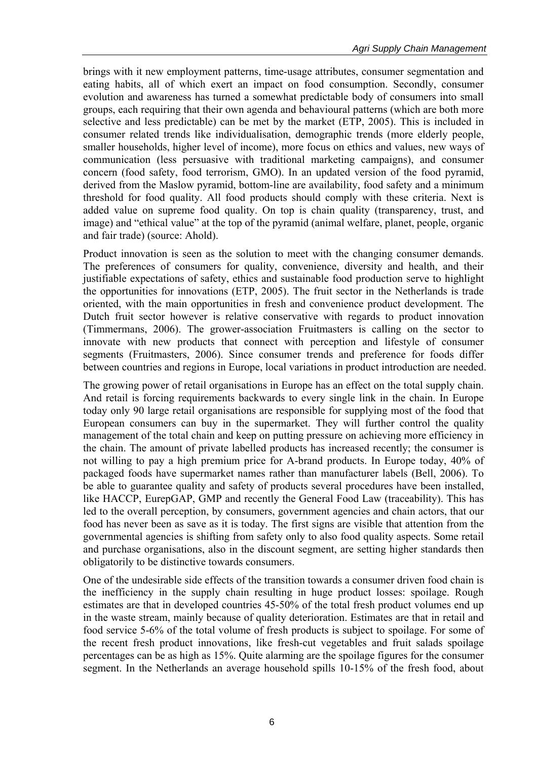brings with it new employment patterns, time-usage attributes, consumer segmentation and eating habits, all of which exert an impact on food consumption. Secondly, consumer evolution and awareness has turned a somewhat predictable body of consumers into small groups, each requiring that their own agenda and behavioural patterns (which are both more selective and less predictable) can be met by the market (ETP, 2005). This is included in consumer related trends like individualisation, demographic trends (more elderly people, smaller households, higher level of income), more focus on ethics and values, new ways of communication (less persuasive with traditional marketing campaigns), and consumer concern (food safety, food terrorism, GMO). In an updated version of the food pyramid, derived from the Maslow pyramid, bottom-line are availability, food safety and a minimum threshold for food quality. All food products should comply with these criteria. Next is added value on supreme food quality. On top is chain quality (transparency, trust, and image) and "ethical value" at the top of the pyramid (animal welfare, planet, people, organic and fair trade) (source: Ahold).

Product innovation is seen as the solution to meet with the changing consumer demands. The preferences of consumers for quality, convenience, diversity and health, and their justifiable expectations of safety, ethics and sustainable food production serve to highlight the opportunities for innovations (ETP, 2005). The fruit sector in the Netherlands is trade oriented, with the main opportunities in fresh and convenience product development. The Dutch fruit sector however is relative conservative with regards to product innovation (Timmermans, 2006). The grower-association Fruitmasters is calling on the sector to innovate with new products that connect with perception and lifestyle of consumer segments (Fruitmasters, 2006). Since consumer trends and preference for foods differ between countries and regions in Europe, local variations in product introduction are needed.

The growing power of retail organisations in Europe has an effect on the total supply chain. And retail is forcing requirements backwards to every single link in the chain. In Europe today only 90 large retail organisations are responsible for supplying most of the food that European consumers can buy in the supermarket. They will further control the quality management of the total chain and keep on putting pressure on achieving more efficiency in the chain. The amount of private labelled products has increased recently; the consumer is not willing to pay a high premium price for A-brand products. In Europe today, 40% of packaged foods have supermarket names rather than manufacturer labels (Bell, 2006). To be able to guarantee quality and safety of products several procedures have been installed, like HACCP, EurepGAP, GMP and recently the General Food Law (traceability). This has led to the overall perception, by consumers, government agencies and chain actors, that our food has never been as save as it is today. The first signs are visible that attention from the governmental agencies is shifting from safety only to also food quality aspects. Some retail and purchase organisations, also in the discount segment, are setting higher standards then obligatorily to be distinctive towards consumers.

One of the undesirable side effects of the transition towards a consumer driven food chain is the inefficiency in the supply chain resulting in huge product losses: spoilage. Rough estimates are that in developed countries 45-50% of the total fresh product volumes end up in the waste stream, mainly because of quality deterioration. Estimates are that in retail and food service 5-6% of the total volume of fresh products is subject to spoilage. For some of the recent fresh product innovations, like fresh-cut vegetables and fruit salads spoilage percentages can be as high as 15%. Quite alarming are the spoilage figures for the consumer segment. In the Netherlands an average household spills 10-15% of the fresh food, about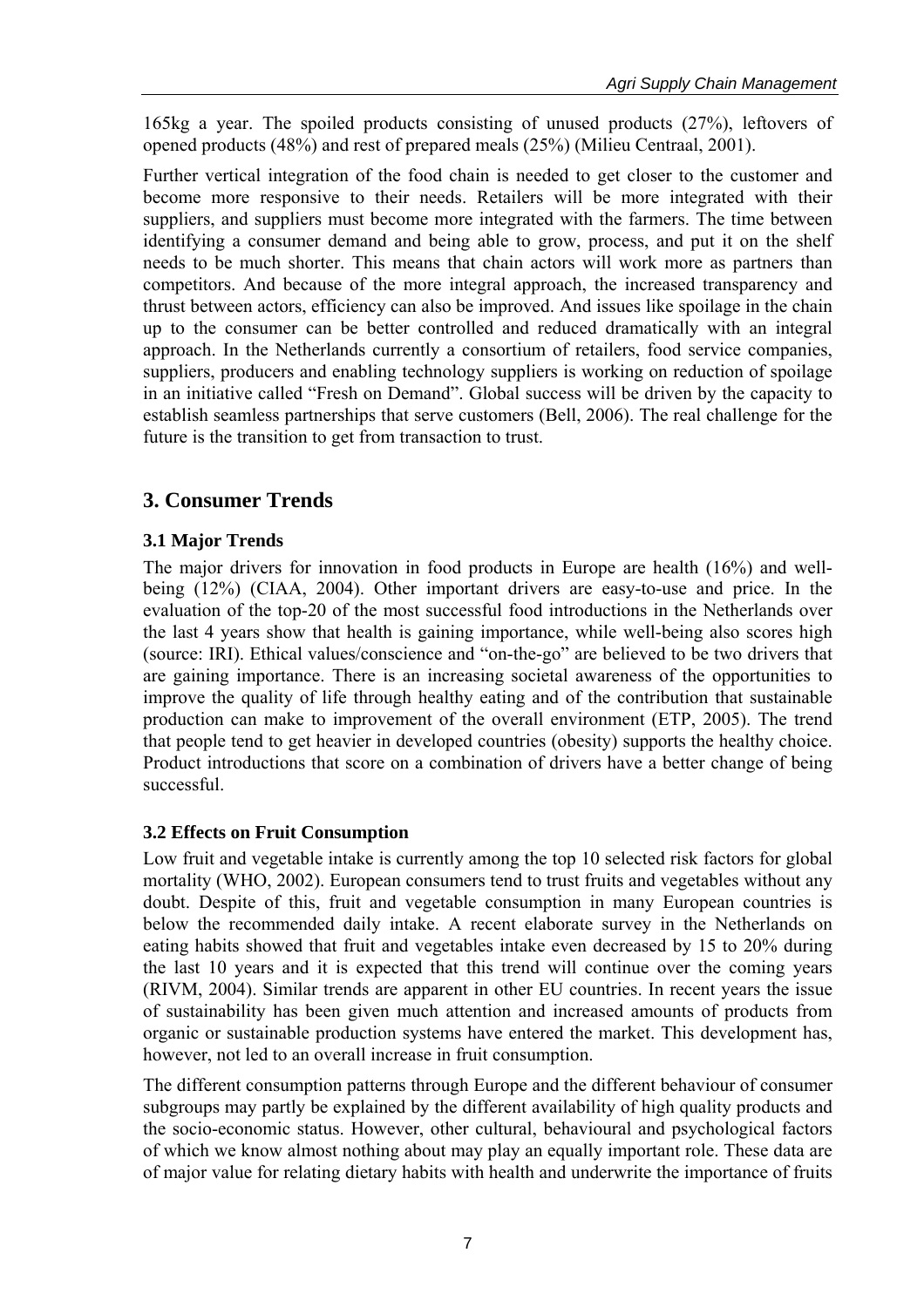165kg a year. The spoiled products consisting of unused products (27%), leftovers of opened products (48%) and rest of prepared meals (25%) (Milieu Centraal, 2001).

Further vertical integration of the food chain is needed to get closer to the customer and become more responsive to their needs. Retailers will be more integrated with their suppliers, and suppliers must become more integrated with the farmers. The time between identifying a consumer demand and being able to grow, process, and put it on the shelf needs to be much shorter. This means that chain actors will work more as partners than competitors. And because of the more integral approach, the increased transparency and thrust between actors, efficiency can also be improved. And issues like spoilage in the chain up to the consumer can be better controlled and reduced dramatically with an integral approach. In the Netherlands currently a consortium of retailers, food service companies, suppliers, producers and enabling technology suppliers is working on reduction of spoilage in an initiative called "Fresh on Demand". Global success will be driven by the capacity to establish seamless partnerships that serve customers (Bell, 2006). The real challenge for the future is the transition to get from transaction to trust.

## 3. Consumer Trends

### 3.1 Major Trends

The major drivers for innovation in food products in Europe are health (16%) and well-being (12%) (CIAA, 2004). Other important drivers are easy-to-use and price. In the evaluation of the top-20 of the most successful food introductions in the Netherlands over the last 4 years show that health is gaining importance, while well-being also scores high (source: IRI). Ethical values/conscience and "on-the-go" are believed to be two drivers that are gaining importance. There is an increasing societal awareness of the opportunities to improve the quality of life through healthy eating and of the contribution that sustainable production can make to improvement of the overall environment (ETP, 2005). The trend that people tend to get heavier in developed countries (obesity) supports the healthy choice. Product introductions that score on a combination of drivers have a better change of being successful.

### 3.2 Effects on Fruit Consumption

Low fruit and vegetable intake is currently among the top 10 selected risk factors for global mortality (WHO, 2002). European consumers tend to trust fruits and vegetables without any doubt. Despite of this, fruit and vegetable consumption in many European countries is below the recommended daily intake. A recent elaborate survey in the Netherlands on eating habits showed that fruit and vegetables intake even decreased by 15 to 20% during the last 10 years and it is expected that this trend will continue over the coming years (RIVM, 2004). Similar trends are apparent in other EU countries. In recent years the issue of sustainability has been given much attention and increased amounts of products from organic or sustainable production systems have entered the market. This development has, however, not led to an overall increase in fruit consumption.

The different consumption patterns through Europe and the different behaviour of consumer subgroups may partly be explained by the different availability of high quality products and the socio-economic status. However, other cultural, behavioural and psychological factors of which we know almost nothing about may play an equally important role. These data are of major value for relating dietary habits with health and underwrite the importance of fruits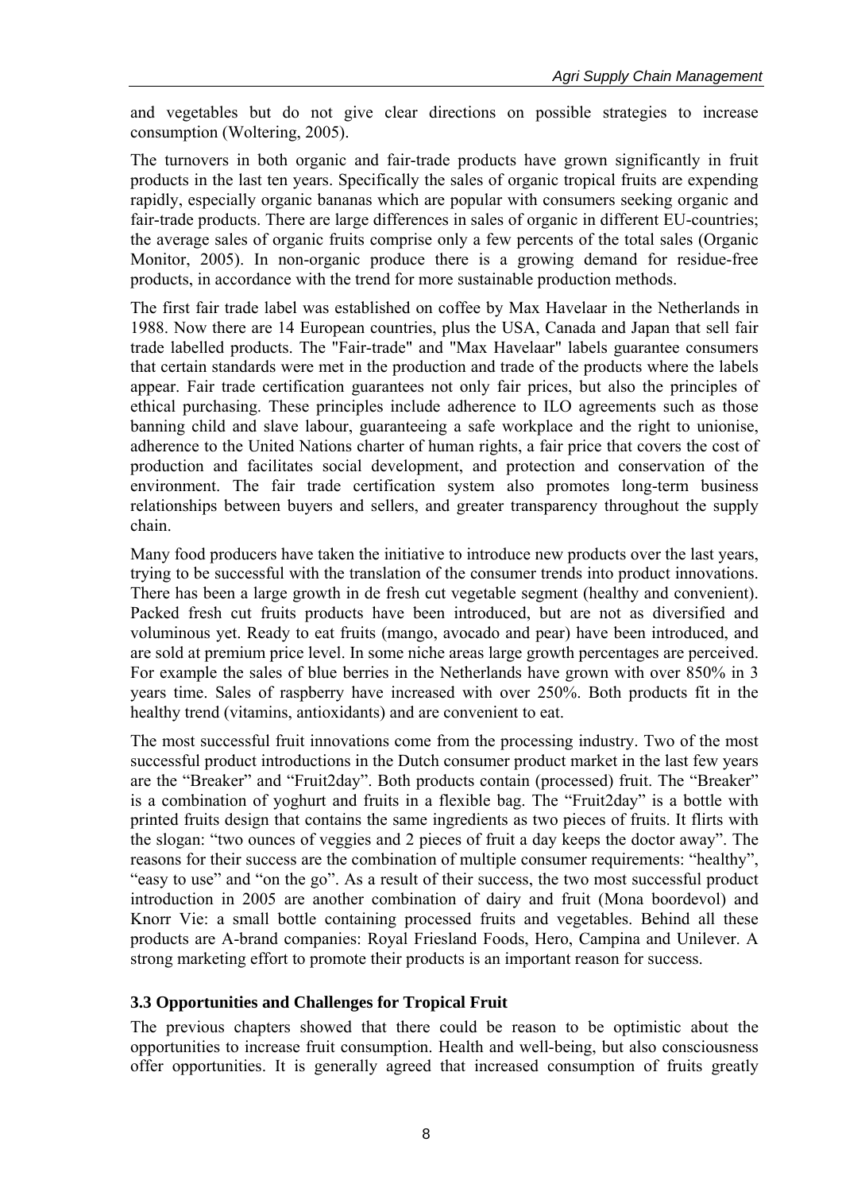and vegetables but do not give clear directions on possible strategies to increase consumption (Woltering, 2005).

The turnovers in both organic and fair-trade products have grown significantly in fruit products in the last ten years. Specifically the sales of organic tropical fruits are expending rapidly, especially organic bananas which are popular with consumers seeking organic and fair-trade products. There are large differences in sales of organic in different EU-countries; the average sales of organic fruits comprise only a few percents of the total sales (Organic Monitor, 2005). In non-organic produce there is a growing demand for residue-free products, in accordance with the trend for more sustainable production methods.

The first fair trade label was established on coffee by Max Havelaar in the Netherlands in 1988. Now there are 14 European countries, plus the USA, Canada and Japan that sell fair trade labelled products. The "Fair-trade" and "Max Havelaar" labels guarantee consumers that certain standards were met in the production and trade of the products where the labels appear. Fair trade certification guarantees not only fair prices, but also the principles of ethical purchasing. These principles include adherence to ILO agreements such as those banning child and slave labour, guaranteeing a safe workplace and the right to unionise, adherence to the United Nations charter of human rights, a fair price that covers the cost of production and facilitates social development, and protection and conservation of the environment. The fair trade certification system also promotes long-term business relationships between buyers and sellers, and greater transparency throughout the supply chain.

Many food producers have taken the initiative to introduce new products over the last years, trying to be successful with the translation of the consumer trends into product innovations. There has been a large growth in de fresh cut vegetable segment (healthy and convenient). Packed fresh cut fruits products have been introduced, but are not as diversified and voluminous yet. Ready to eat fruits (mango, avocado and pear) have been introduced, and are sold at premium price level. In some niche areas large growth percentages are perceived. For example the sales of blue berries in the Netherlands have grown with over 850% in 3 years time. Sales of raspberry have increased with over 250%. Both products fit in the healthy trend (vitamins, antioxidants) and are convenient to eat.

The most successful fruit innovations come from the processing industry. Two of the most successful product introductions in the Dutch consumer product market in the last few years are the "Breaker" and "Fruit2day". Both products contain (processed) fruit. The "Breaker" is a combination of yoghurt and fruits in a flexible bag. The "Fruit2day" is a bottle with printed fruits design that contains the same ingredients as two pieces of fruits. It flirts with the slogan: "two ounces of veggies and 2 pieces of fruit a day keeps the doctor away". The reasons for their success are the combination of multiple consumer requirements: "healthy", "easy to use" and "on the go". As a result of their success, the two most successful product introduction in 2005 are another combination of dairy and fruit (Mona boordevol) and Knorr Vie: a small bottle containing processed fruits and vegetables. Behind all these products are A-brand companies: Royal Friesland Foods, Hero, Campina and Unilever. A strong marketing effort to promote their products is an important reason for success.

### 3.3 Opportunities and Challenges for Tropical Fruit

The previous chapters showed that there could be reason to be optimistic about the opportunities to increase fruit consumption. Health and well-being, but also consciousness offer opportunities. It is generally agreed that increased consumption of fruits greatly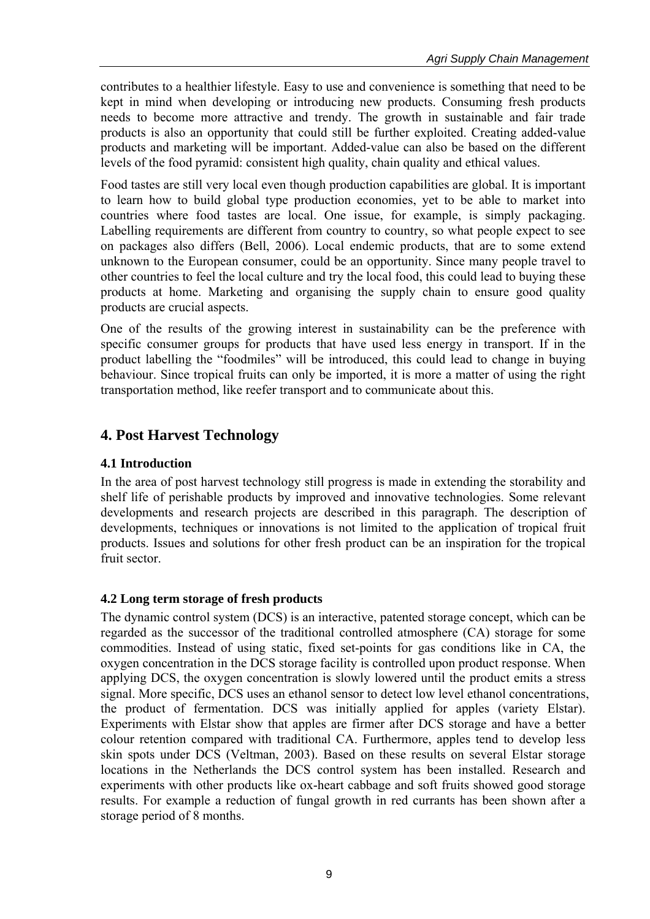contributes to a healthier lifestyle. Easy to use and convenience is something that need to be kept in mind when developing or introducing new products. Consuming fresh products needs to become more attractive and trendy. The growth in sustainable and fair trade products is also an opportunity that could still be further exploited. Creating added-value products and marketing will be important. Added-value can also be based on the different levels of the food pyramid: consistent high quality, chain quality and ethical values.

Food tastes are still very local even though production capabilities are global. It is important to learn how to build global type production economies, yet to be able to market into countries where food tastes are local. One issue, for example, is simply packaging. Labelling requirements are different from country to country, so what people expect to see on packages also differs (Bell, 2006). Local endemic products, that are to some extend unknown to the European consumer, could be an opportunity. Since many people travel to other countries to feel the local culture and try the local food, this could lead to buying these products at home. Marketing and organising the supply chain to ensure good quality products are crucial aspects.

One of the results of the growing interest in sustainability can be the preference with specific consumer groups for products that have used less energy in transport. If in the product labelling the "foodmiles" will be introduced, this could lead to change in buying behaviour. Since tropical fruits can only be imported, it is more a matter of using the right transportation method, like reefer transport and to communicate about this.

## 4. Post Harvest Technology

### 4.1 Introduction

In the area of post harvest technology still progress is made in extending the storability and shelf life of perishable products by improved and innovative technologies. Some relevant developments and research projects are described in this paragraph. The description of developments, techniques or innovations is not limited to the application of tropical fruit products. Issues and solutions for other fresh product can be an inspiration for the tropical fruit sector.

### 4.2 Long term storage of fresh products

The dynamic control system (DCS) is an interactive, patented storage concept, which can be regarded as the successor of the traditional controlled atmosphere (CA) storage for some commodities. Instead of using static, fixed set-points for gas conditions like in CA, the oxygen concentration in the DCS storage facility is controlled upon product response. When applying DCS, the oxygen concentration is slowly lowered until the product emits a stress signal. More specific, DCS uses an ethanol sensor to detect low level ethanol concentrations, the product of fermentation. DCS was initially applied for apples (variety Elstar). Experiments with Elstar show that apples are firmer after DCS storage and have a better colour retention compared with traditional CA. Furthermore, apples tend to develop less skin spots under DCS (Veltman, 2003). Based on these results on several Elstar storage locations in the Netherlands the DCS control system has been installed. Research and experiments with other products like ox-heart cabbage and soft fruits showed good storage results. For example a reduction of fungal growth in red currants has been shown after a storage period of 8 months.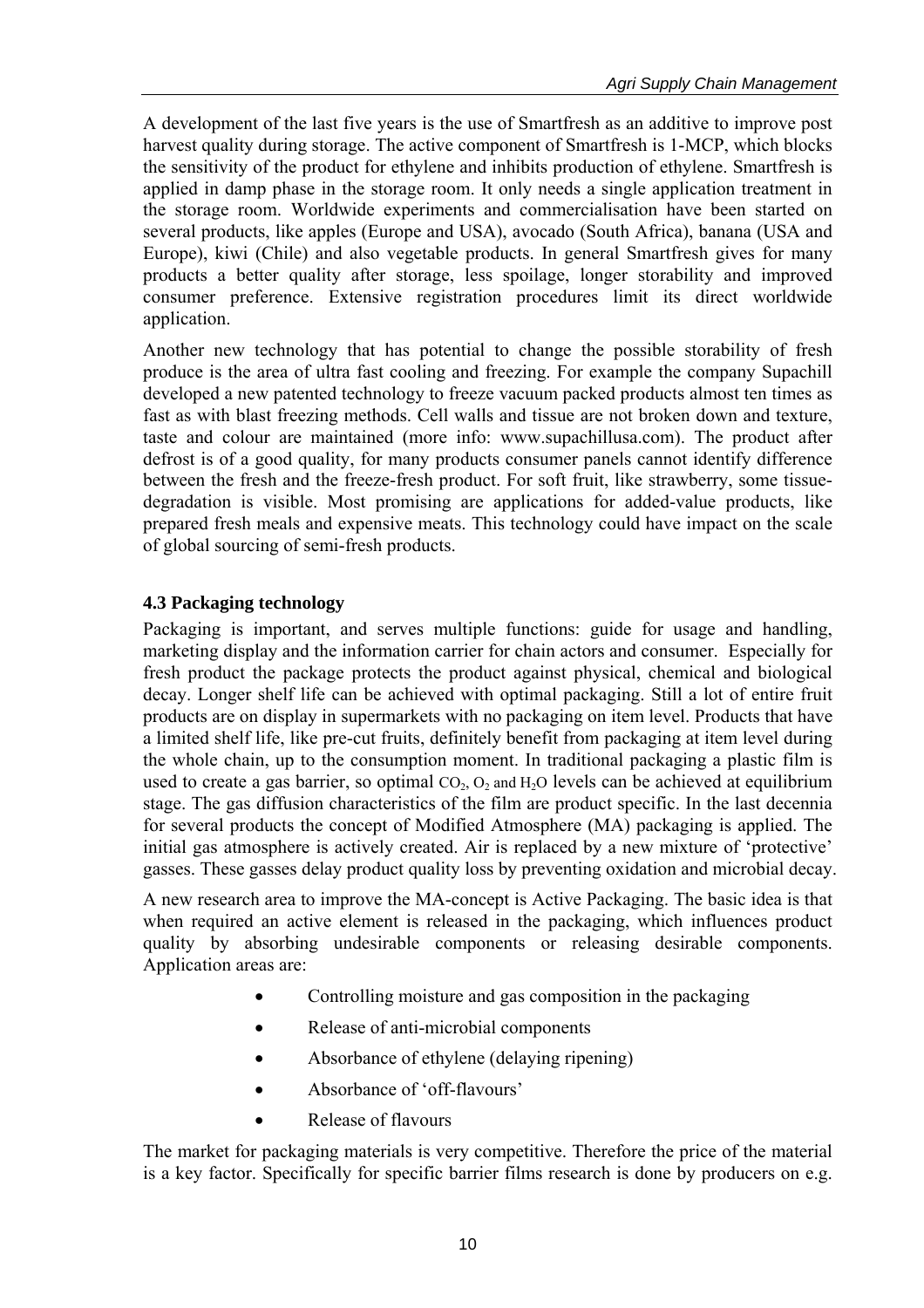A development of the last five years is the use of Smartfresh as an additive to improve post harvest quality during storage. The active component of Smartfresh is 1-MCP, which blocks the sensitivity of the product for ethylene and inhibits production of ethylene. Smartfresh is applied in damp phase in the storage room. It only needs a single application treatment in the storage room. Worldwide experiments and commercialisation have been started on several products, like apples (Europe and USA), avocado (South Africa), banana (USA and Europe), kiwi (Chile) and also vegetable products. In general Smartfresh gives for many products a better quality after storage, less spoilage, longer storability and improved consumer preference. Extensive registration procedures limit its direct worldwide application.

Another new technology that has potential to change the possible storability of fresh produce is the area of ultra fast cooling and freezing. For example the company Supachill developed a new patented technology to freeze vacuum packed products almost ten times as fast as with blast freezing methods. Cell walls and tissue are not broken down and texture, taste and colour are maintained (more info: www.supachillusa.com). The product after defrost is of a good quality, for many products consumer panels cannot identify difference between the fresh and the freeze-fresh product. For soft fruit, like strawberry, some tissue-degradation is visible. Most promising are applications for added-value products, like prepared fresh meals and expensive meats. This technology could have impact on the scale of global sourcing of semi-fresh products.

### 4.3 Packaging technology

Packaging is important, and serves multiple functions: guide for usage and handling, marketing display and the information carrier for chain actors and consumer. Especially for fresh product the package protects the product against physical, chemical and biological decay. Longer shelf life can be achieved with optimal packaging. Still a lot of entire fruit products are on display in supermarkets with no packaging on item level. Products that have a limited shelf life, like pre-cut fruits, definitely benefit from packaging at item level during the whole chain, up to the consumption moment. In traditional packaging a plastic film is used to create a gas barrier, so optimal $CO_2$, $O_2$ and $H_2O$ levels can be achieved at equilibrium stage. The gas diffusion characteristics of the film are product specific. In the last decennia for several products the concept of Modified Atmosphere (MA) packaging is applied. The initial gas atmosphere is actively created. Air is replaced by a new mixture of 'protective' gasses. These gasses delay product quality loss by preventing oxidation and microbial decay.

A new research area to improve the MA-concept is Active Packaging. The basic idea is that when required an active element is released in the packaging, which influences product quality by absorbing undesirable components or releasing desirable components. Application areas are:

- Controlling moisture and gas composition in the packaging
- Release of anti-microbial components
- Absorbance of ethylene (delaying ripening)
- Absorbance of 'off-flavours'
- Release of flavours

The market for packaging materials is very competitive. Therefore the price of the material is a key factor. Specifically for specific barrier films research is done by producers on e.g.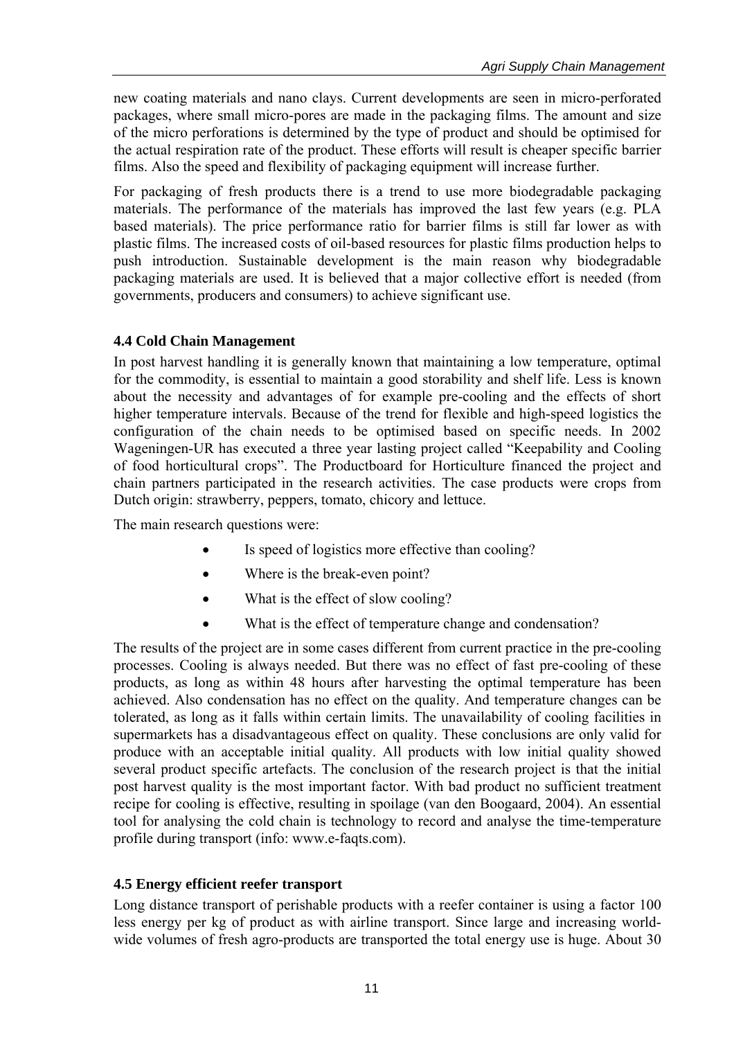new coating materials and nano clays. Current developments are seen in micro-perforated packages, where small micro-pores are made in the packaging films. The amount and size of the micro perforations is determined by the type of product and should be optimised for the actual respiration rate of the product. These efforts will result is cheaper specific barrier films. Also the speed and flexibility of packaging equipment will increase further.

For packaging of fresh products there is a trend to use more biodegradable packaging materials. The performance of the materials has improved the last few years (e.g. PLA based materials). The price performance ratio for barrier films is still far lower as with plastic films. The increased costs of oil-based resources for plastic films production helps to push introduction. Sustainable development is the main reason why biodegradable packaging materials are used. It is believed that a major collective effort is needed (from governments, producers and consumers) to achieve significant use.

### 4.4 Cold Chain Management

In post harvest handling it is generally known that maintaining a low temperature, optimal for the commodity, is essential to maintain a good storability and shelf life. Less is known about the necessity and advantages of for example pre-cooling and the effects of short higher temperature intervals. Because of the trend for flexible and high-speed logistics the configuration of the chain needs to be optimised based on specific needs. In 2002 Wageningen-UR has executed a three year lasting project called "Keepability and Cooling of food horticultural crops". The Productboard for Horticulture financed the project and chain partners participated in the research activities. The case products were crops from Dutch origin: strawberry, peppers, tomato, chicory and lettuce.

The main research questions were:

- Is speed of logistics more effective than cooling?
- Where is the break-even point?
- What is the effect of slow cooling?
- What is the effect of temperature change and condensation?

The results of the project are in some cases different from current practice in the pre-cooling processes. Cooling is always needed. But there was no effect of fast pre-cooling of these products, as long as within 48 hours after harvesting the optimal temperature has been achieved. Also condensation has no effect on the quality. And temperature changes can be tolerated, as long as it falls within certain limits. The unavailability of cooling facilities in supermarkets has a disadvantageous effect on quality. These conclusions are only valid for produce with an acceptable initial quality. All products with low initial quality showed several product specific artefacts. The conclusion of the research project is that the initial post harvest quality is the most important factor. With bad product no sufficient treatment recipe for cooling is effective, resulting in spoilage (van den Boogaard, 2004). An essential tool for analysing the cold chain is technology to record and analyse the time-temperature profile during transport (info: www.e-faqts.com).

### 4.5 Energy efficient reefer transport

Long distance transport of perishable products with a reefer container is using a factor 100 less energy per kg of product as with airline transport. Since large and increasing world-wide volumes of fresh agro-products are transported the total energy use is huge. About 30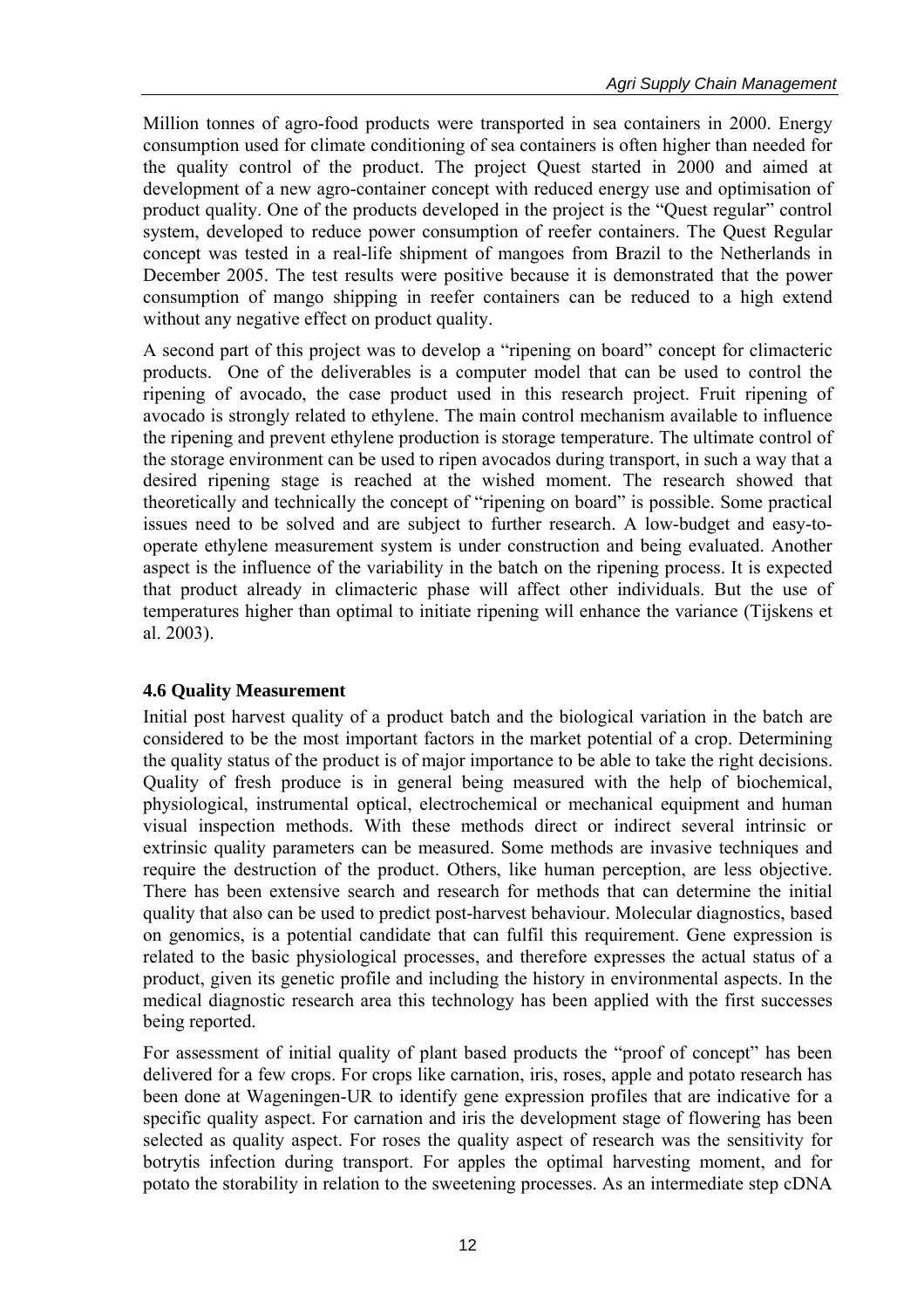Million tonnes of agro-food products were transported in sea containers in 2000. Energy consumption used for climate conditioning of sea containers is often higher than needed for the quality control of the product. The project Quest started in 2000 and aimed at development of a new agro-container concept with reduced energy use and optimisation of product quality. One of the products developed in the project is the "Quest regular" control system, developed to reduce power consumption of reefer containers. The Quest Regular concept was tested in a real-life shipment of mangoes from Brazil to the Netherlands in December 2005. The test results were positive because it is demonstrated that the power consumption of mango shipping in reefer containers can be reduced to a high extend without any negative effect on product quality.

A second part of this project was to develop a "ripening on board" concept for climacteric products. One of the deliverables is a computer model that can be used to control the ripening of avocado, the case product used in this research project. Fruit ripening of avocado is strongly related to ethylene. The main control mechanism available to influence the ripening and prevent ethylene production is storage temperature. The ultimate control of the storage environment can be used to ripen avocados during transport, in such a way that a desired ripening stage is reached at the wished moment. The research showed that theoretically and technically the concept of "ripening on board" is possible. Some practical issues need to be solved and are subject to further research. A low-budget and easy-to-operate ethylene measurement system is under construction and being evaluated. Another aspect is the influence of the variability in the batch on the ripening process. It is expected that product already in climacteric phase will affect other individuals. But the use of temperatures higher than optimal to initiate ripening will enhance the variance (Tijskens et al. 2003).

### 4.6 Quality Measurement

Initial post harvest quality of a product batch and the biological variation in the batch are considered to be the most important factors in the market potential of a crop. Determining the quality status of the product is of major importance to be able to take the right decisions. Quality of fresh produce is in general being measured with the help of biochemical, physiological, instrumental optical, electrochemical or mechanical equipment and human visual inspection methods. With these methods direct or indirect several intrinsic or extrinsic quality parameters can be measured. Some methods are invasive techniques and require the destruction of the product. Others, like human perception, are less objective. There has been extensive search and research for methods that can determine the initial quality that also can be used to predict post-harvest behaviour. Molecular diagnostics, based on genomics, is a potential candidate that can fulfil this requirement. Gene expression is related to the basic physiological processes, and therefore expresses the actual status of a product, given its genetic profile and including the history in environmental aspects. In the medical diagnostic research area this technology has been applied with the first successes being reported.

For assessment of initial quality of plant based products the "proof of concept" has been delivered for a few crops. For crops like carnation, iris, roses, apple and potato research has been done at Wageningen-UR to identify gene expression profiles that are indicative for a specific quality aspect. For carnation and iris the development stage of flowering has been selected as quality aspect. For roses the quality aspect of research was the sensitivity for botrytis infection during transport. For apples the optimal harvesting moment, and for potato the storability in relation to the sweetening processes. As an intermediate step cDNA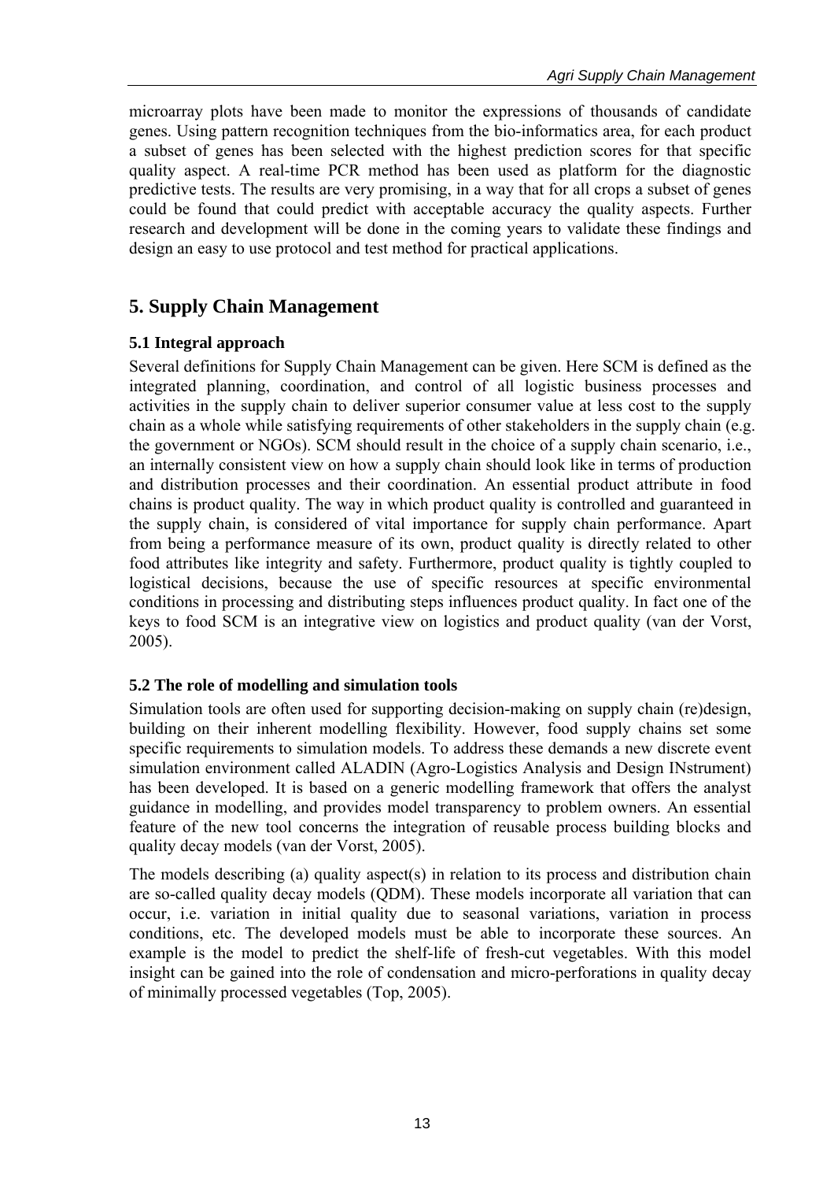microarray plots have been made to monitor the expressions of thousands of candidate genes. Using pattern recognition techniques from the bio-informatics area, for each product a subset of genes has been selected with the highest prediction scores for that specific quality aspect. A real-time PCR method has been used as platform for the diagnostic predictive tests. The results are very promising, in a way that for all crops a subset of genes could be found that could predict with acceptable accuracy the quality aspects. Further research and development will be done in the coming years to validate these findings and design an easy to use protocol and test method for practical applications.

## 5. Supply Chain Management

### 5.1 Integral approach

Several definitions for Supply Chain Management can be given. Here SCM is defined as the integrated planning, coordination, and control of all logistic business processes and activities in the supply chain to deliver superior consumer value at less cost to the supply chain as a whole while satisfying requirements of other stakeholders in the supply chain (e.g. the government or NGOs). SCM should result in the choice of a supply chain scenario, i.e., an internally consistent view on how a supply chain should look like in terms of production and distribution processes and their coordination. An essential product attribute in food chains is product quality. The way in which product quality is controlled and guaranteed in the supply chain, is considered of vital importance for supply chain performance. Apart from being a performance measure of its own, product quality is directly related to other food attributes like integrity and safety. Furthermore, product quality is tightly coupled to logistical decisions, because the use of specific resources at specific environmental conditions in processing and distributing steps influences product quality. In fact one of the keys to food SCM is an integrative view on logistics and product quality (van der Vorst, 2005).

### 5.2 The role of modelling and simulation tools

Simulation tools are often used for supporting decision-making on supply chain (re)design, building on their inherent modelling flexibility. However, food supply chains set some specific requirements to simulation models. To address these demands a new discrete event simulation environment called ALADIN (Agro-Logistics Analysis and Design INstrument) has been developed. It is based on a generic modelling framework that offers the analyst guidance in modelling, and provides model transparency to problem owners. An essential feature of the new tool concerns the integration of reusable process building blocks and quality decay models (van der Vorst, 2005).

The models describing (a) quality aspect(s) in relation to its process and distribution chain are so-called quality decay models (QDM). These models incorporate all variation that can occur, i.e. variation in initial quality due to seasonal variations, variation in process conditions, etc. The developed models must be able to incorporate these sources. An example is the model to predict the shelf-life of fresh-cut vegetables. With this model insight can be gained into the role of condensation and micro-perforations in quality decay of minimally processed vegetables (Top, 2005).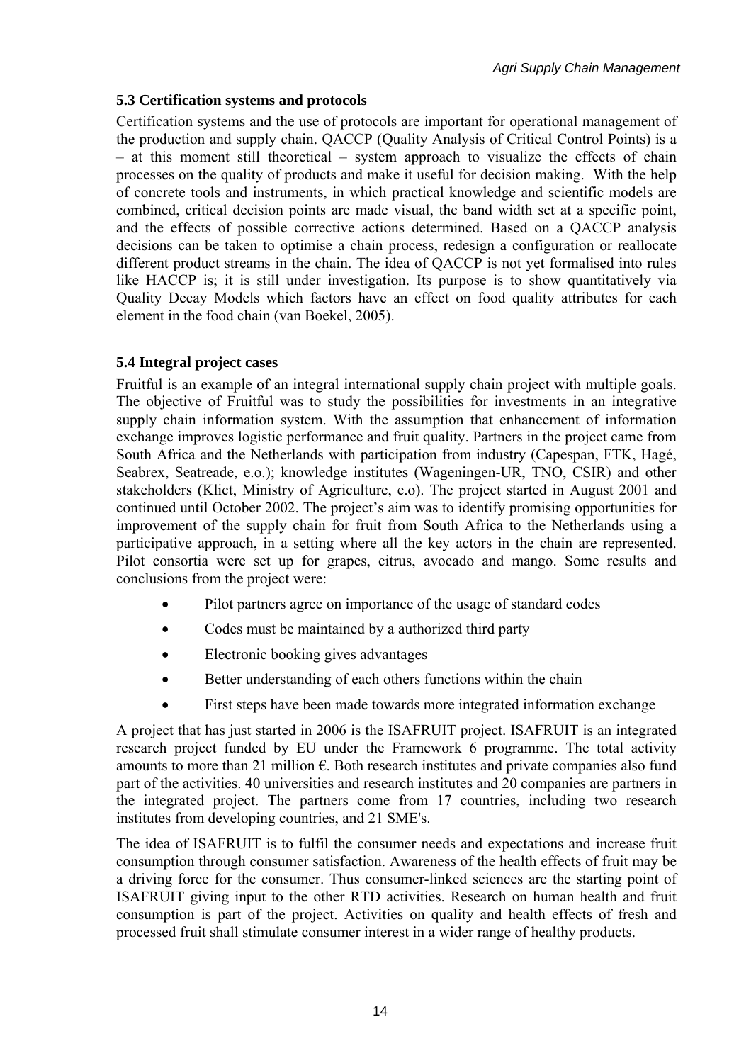### 5.3 Certification systems and protocols

Certification systems and the use of protocols are important for operational management of the production and supply chain. QACCP (Quality Analysis of Critical Control Points) is a – at this moment still theoretical – system approach to visualize the effects of chain processes on the quality of products and make it useful for decision making. With the help of concrete tools and instruments, in which practical knowledge and scientific models are combined, critical decision points are made visual, the band width set at a specific point, and the effects of possible corrective actions determined. Based on a QACCP analysis decisions can be taken to optimise a chain process, redesign a configuration or reallocate different product streams in the chain. The idea of QACCP is not yet formalised into rules like HACCP is; it is still under investigation. Its purpose is to show quantitatively via Quality Decay Models which factors have an effect on food quality attributes for each element in the food chain (van Boekel, 2005).

### 5.4 Integral project cases

Fruitful is an example of an integral international supply chain project with multiple goals. The objective of Fruitful was to study the possibilities for investments in an integrative supply chain information system. With the assumption that enhancement of information exchange improves logistic performance and fruit quality. Partners in the project came from South Africa and the Netherlands with participation from industry (Capespan, FTK, Hagé, Seabrex, Seatreade, e.o.); knowledge institutes (Wageningen-UR, TNO, CSIR) and other stakeholders (Klict, Ministry of Agriculture, e.o). The project started in August 2001 and continued until October 2002. The project's aim was to identify promising opportunities for improvement of the supply chain for fruit from South Africa to the Netherlands using a participative approach, in a setting where all the key actors in the chain are represented. Pilot consortia were set up for grapes, citrus, avocado and mango. Some results and conclusions from the project were:

- Pilot partners agree on importance of the usage of standard codes
- Codes must be maintained by a authorized third party
- Electronic booking gives advantages
- Better understanding of each others functions within the chain
- First steps have been made towards more integrated information exchange

A project that has just started in 2006 is the ISAFRUIT project. ISAFRUIT is an integrated research project funded by EU under the Framework 6 programme. The total activity amounts to more than 21 million €. Both research institutes and private companies also fund part of the activities. 40 universities and research institutes and 20 companies are partners in the integrated project. The partners come from 17 countries, including two research institutes from developing countries, and 21 SME's.

The idea of ISAFRUIT is to fulfil the consumer needs and expectations and increase fruit consumption through consumer satisfaction. Awareness of the health effects of fruit may be a driving force for the consumer. Thus consumer-linked sciences are the starting point of ISAFRUIT giving input to the other RTD activities. Research on human health and fruit consumption is part of the project. Activities on quality and health effects of fresh and processed fruit shall stimulate consumer interest in a wider range of healthy products.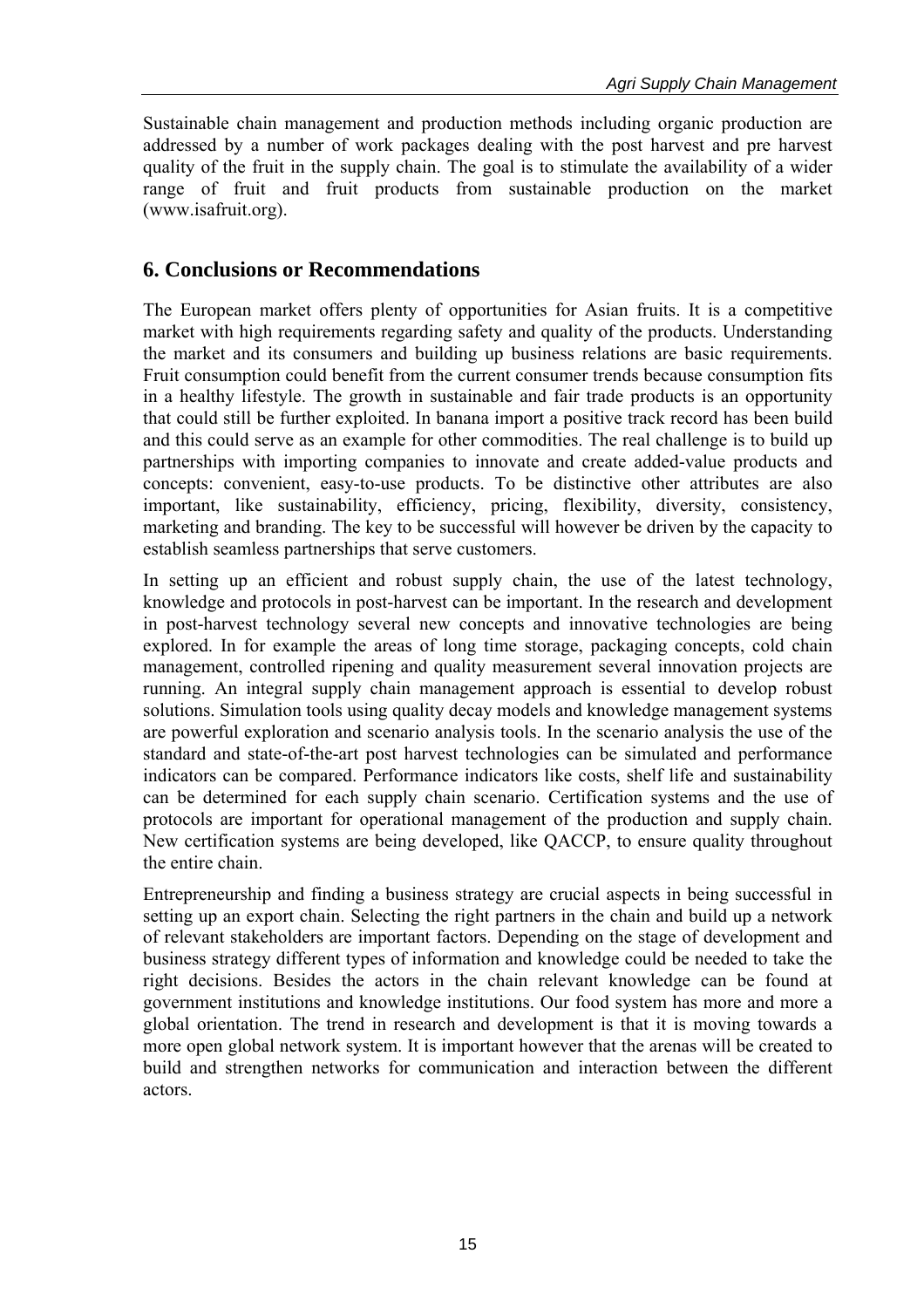Sustainable chain management and production methods including organic production are addressed by a number of work packages dealing with the post harvest and pre harvest quality of the fruit in the supply chain. The goal is to stimulate the availability of a wider range of fruit and fruit products from sustainable production on the market (www.isafruit.org).

## 6. Conclusions or Recommendations

The European market offers plenty of opportunities for Asian fruits. It is a competitive market with high requirements regarding safety and quality of the products. Understanding the market and its consumers and building up business relations are basic requirements. Fruit consumption could benefit from the current consumer trends because consumption fits in a healthy lifestyle. The growth in sustainable and fair trade products is an opportunity that could still be further exploited. In banana import a positive track record has been build and this could serve as an example for other commodities. The real challenge is to build up partnerships with importing companies to innovate and create added-value products and concepts: convenient, easy-to-use products. To be distinctive other attributes are also important, like sustainability, efficiency, pricing, flexibility, diversity, consistency, marketing and branding. The key to be successful will however be driven by the capacity to establish seamless partnerships that serve customers.

In setting up an efficient and robust supply chain, the use of the latest technology, knowledge and protocols in post-harvest can be important. In the research and development in post-harvest technology several new concepts and innovative technologies are being explored. In for example the areas of long time storage, packaging concepts, cold chain management, controlled ripening and quality measurement several innovation projects are running. An integral supply chain management approach is essential to develop robust solutions. Simulation tools using quality decay models and knowledge management systems are powerful exploration and scenario analysis tools. In the scenario analysis the use of the standard and state-of-the-art post harvest technologies can be simulated and performance indicators can be compared. Performance indicators like costs, shelf life and sustainability can be determined for each supply chain scenario. Certification systems and the use of protocols are important for operational management of the production and supply chain. New certification systems are being developed, like QACCP, to ensure quality throughout the entire chain.

Entrepreneurship and finding a business strategy are crucial aspects in being successful in setting up an export chain. Selecting the right partners in the chain and build up a network of relevant stakeholders are important factors. Depending on the stage of development and business strategy different types of information and knowledge could be needed to take the right decisions. Besides the actors in the chain relevant knowledge can be found at government institutions and knowledge institutions. Our food system has more and more a global orientation. The trend in research and development is that it is moving towards a more open global network system. It is important however that the arenas will be created to build and strengthen networks for communication and interaction between the different actors.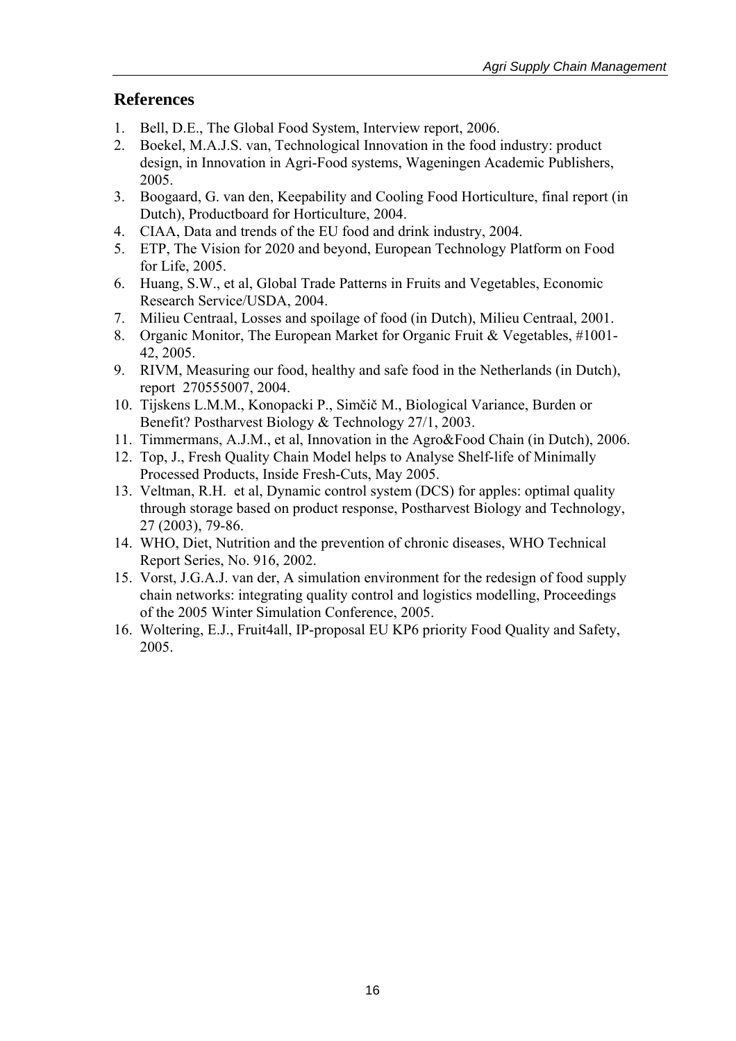## References

1. Bell, D.E., The Global Food System, Interview report, 2006.
2. Boekel, M.A.J.S. van, Technological Innovation in the food industry: product design, in Innovation in Agri-Food systems, Wageningen Academic Publishers, 2005.
3. Boogaard, G. van den, Keepability and Cooling Food Horticulture, final report (in Dutch), Productboard for Horticulture, 2004.
4. CIAA, Data and trends of the EU food and drink industry, 2004.
5. ETP, The Vision for 2020 and beyond, European Technology Platform on Food for Life, 2005.
6. Huang, S.W., et al, Global Trade Patterns in Fruits and Vegetables, Economic Research Service/USDA, 2004.
7. Milieu Centraal, Losses and spoilage of food (in Dutch), Milieu Centraal, 2001.
8. Organic Monitor, The European Market for Organic Fruit & Vegetables, #1001-42, 2005.
9. RIVM, Measuring our food, healthy and safe food in the Netherlands (in Dutch), report 270555007, 2004.
10. Tijskens L.M.M., Konopacki P., Simčič M., Biological Variance, Burden or Benefit? Postharvest Biology & Technology 27/1, 2003.
11. Timmermans, A.J.M., et al, Innovation in the Agro&Food Chain (in Dutch), 2006.
12. Top, J., Fresh Quality Chain Model helps to Analyse Shelf-life of Minimally Processed Products, Inside Fresh-Cuts, May 2005.
13. Veltman, R.H. et al, Dynamic control system (DCS) for apples: optimal quality through storage based on product response, Postharvest Biology and Technology, 27 (2003), 79-86.
14. WHO, Diet, Nutrition and the prevention of chronic diseases, WHO Technical Report Series, No. 916, 2002.
15. Vorst, J.G.A.J. van der, A simulation environment for the redesign of food supply chain networks: integrating quality control and logistics modelling, Proceedings of the 2005 Winter Simulation Conference, 2005.
16. Woltering, E.J., Fruit4all, IP-proposal EU KP6 priority Food Quality and Safety, 2005.